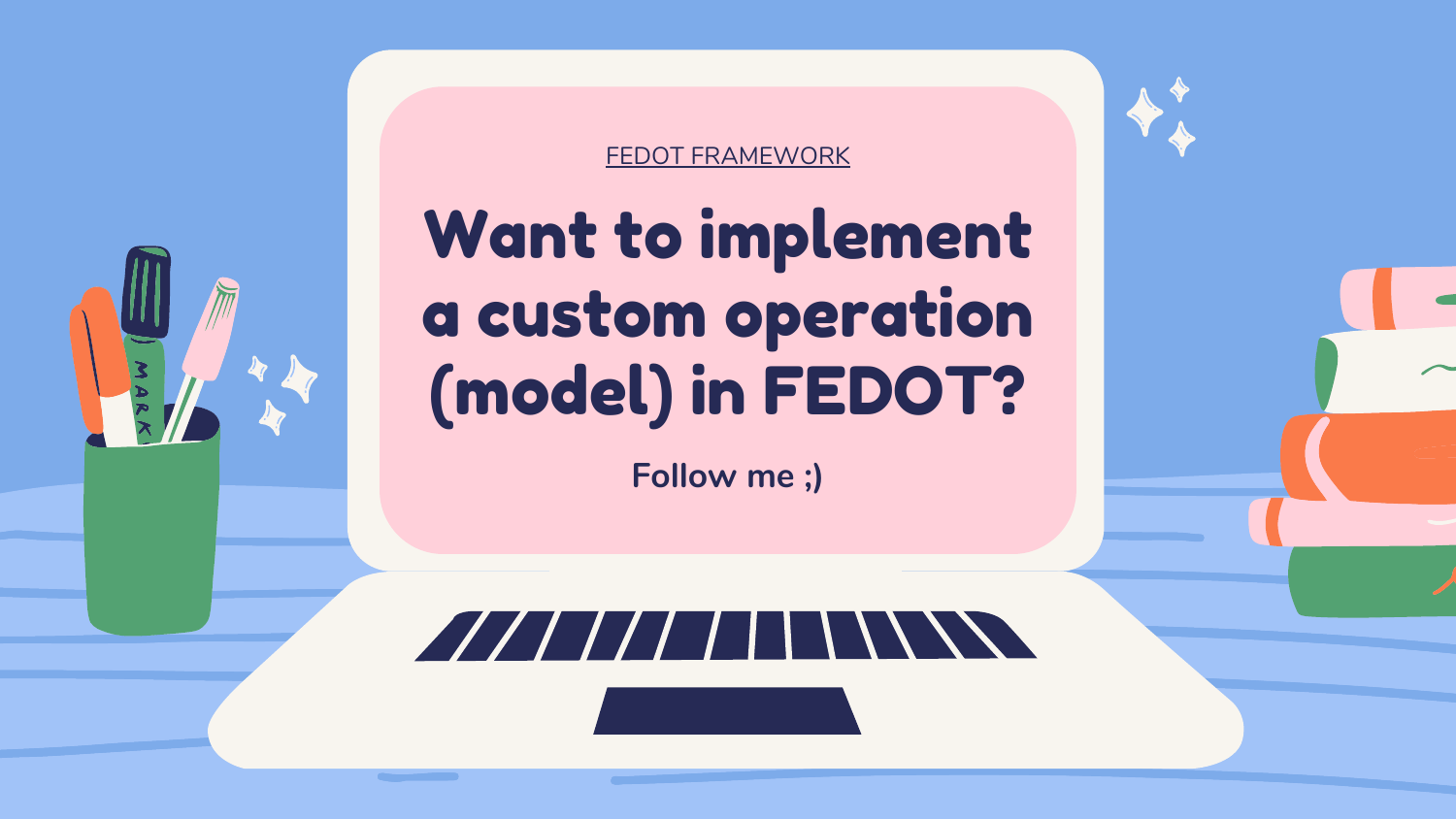FEDOT FRAMEWORK

# Want to implement a custom operation (model) in FEDOT?

Follow me ;)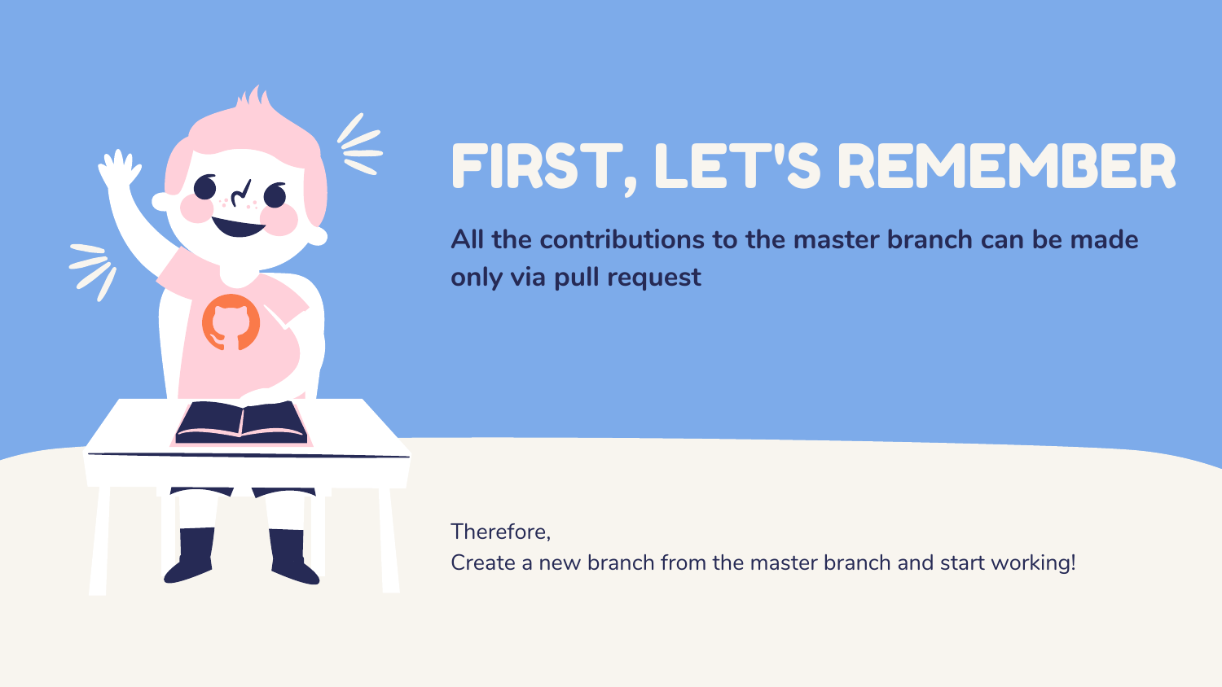# FIRST, LET'S REMEMBER

**All the contributions to the master branch can be made only via pull request**

Therefore,
Create a new branch from the master branch and start working!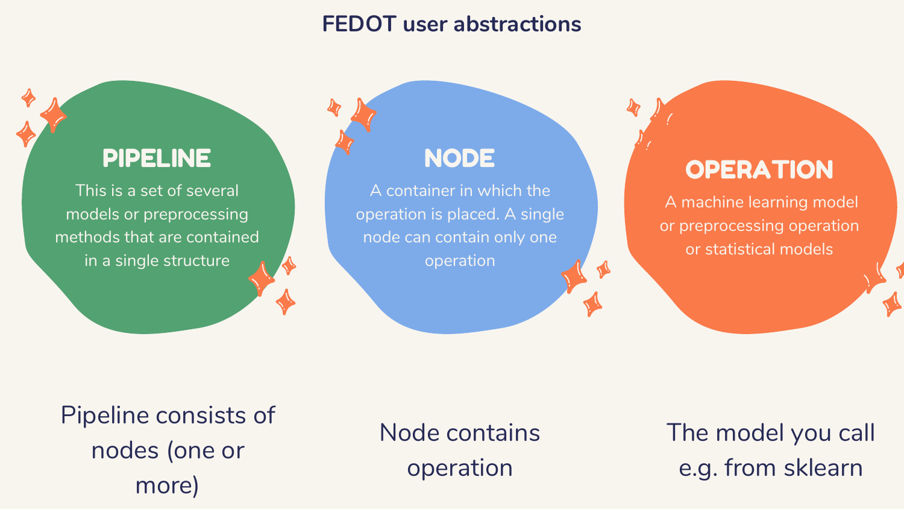## FEDOT user abstractions

### PIPELINE

This is a set of several models or preprocessing methods that are contained in a single structure

### NODE

A container in which the operation is placed. A single node can contain only one operation

### OPERATION

A machine learning model or preprocessing operation or statistical models

Pipeline consists of nodes (one or more)

Node contains operation

The model you call e.g. from sklearn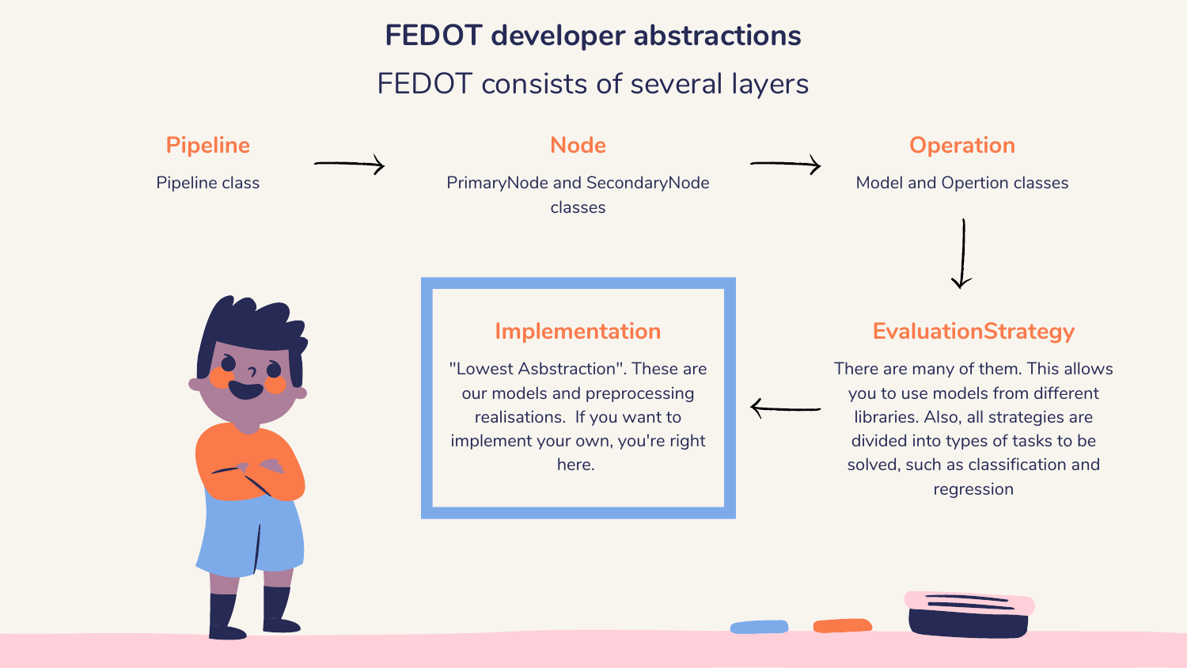# FEDOT developer abstractions

## FEDOT consists of several layers

### Pipeline

Pipeline class

### Node

PrimaryNode and SecondaryNode classes

### Operation

Model and Opertion classes

### EvaluationStrategy

There are many of them. This allows you to use models from different libraries. Also, all strategies are divided into types of tasks to be solved, such as classification and regression

### Implementation

"Lowest Asbstraction". These are our models and preprocessing realisations. If you want to implement your own, you're right here.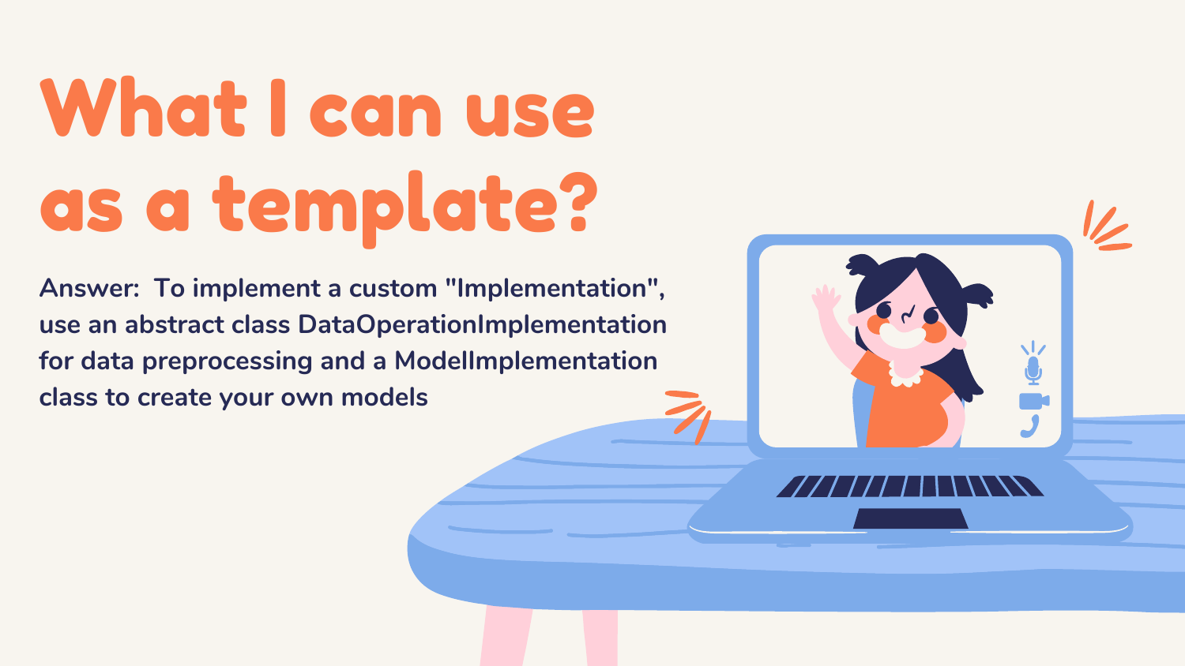# What I can use as a template?

**Answer:** To implement a custom "Implementation", use an abstract class DataOperationImplementation for data preprocessing and a ModelImplementation class to create your own models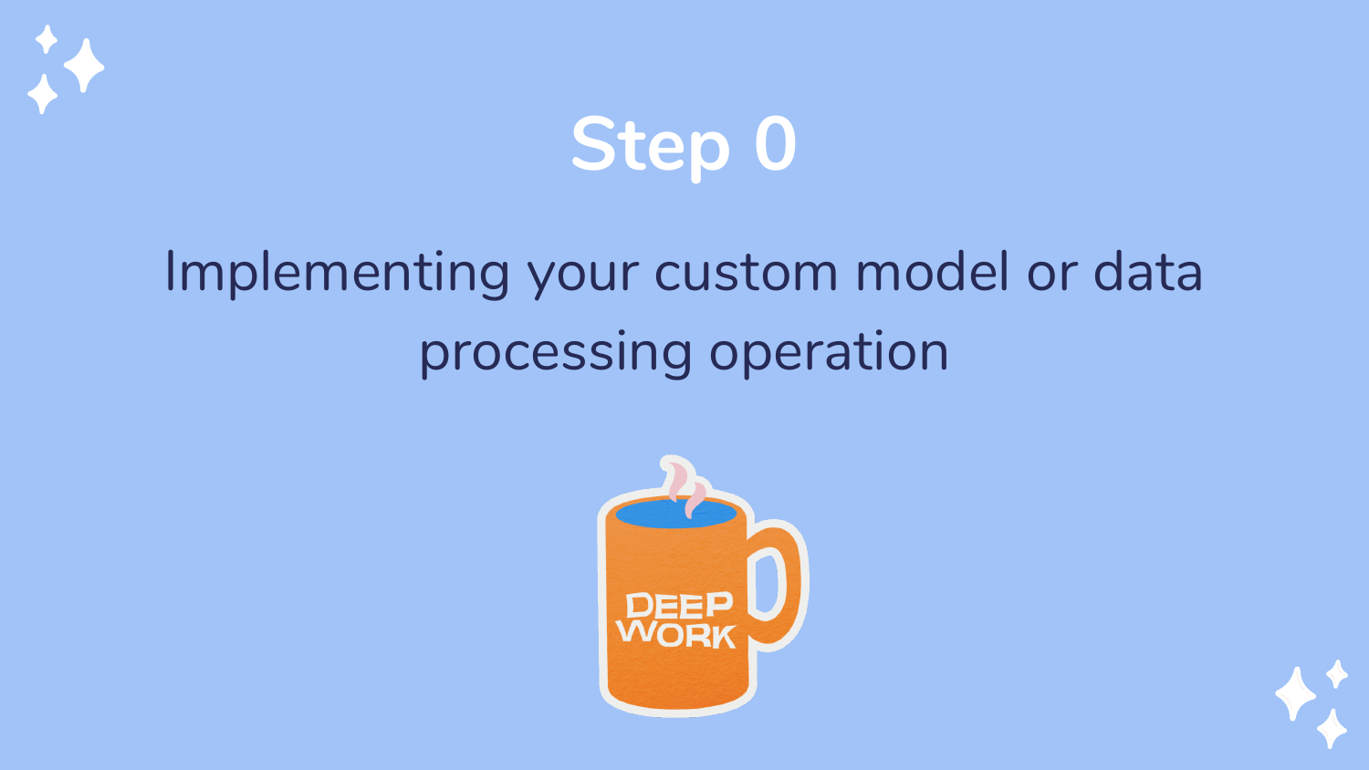# Step 0

Implementing your custom model or data processing operation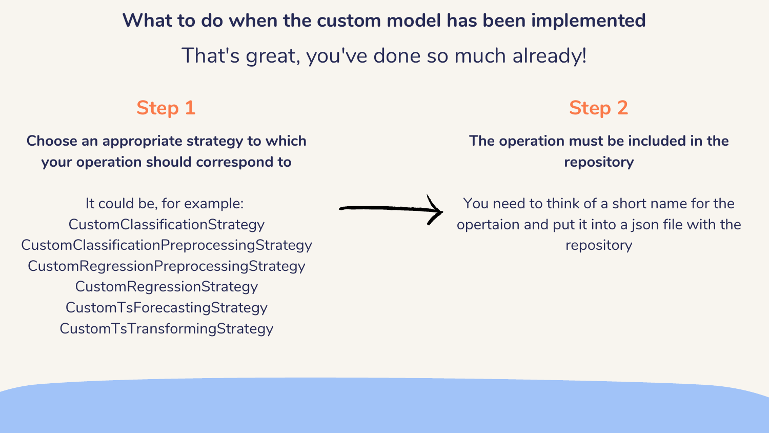# What to do when the custom model has been implemented

That's great, you've done so much already!

## Step 1

**Choose an appropriate strategy to which your operation should correspond to**

It could be, for example:

CustomClassificationStrategy
CustomClassificationPreprocessingStrategy
CustomRegressionPreprocessingStrategy
CustomRegressionStrategy
CustomTsForecastingStrategy
CustomTsTransformingStrategy

## Step 2

**The operation must be included in the repository**

You need to think of a short name for the opertaion and put it into a json file with the repository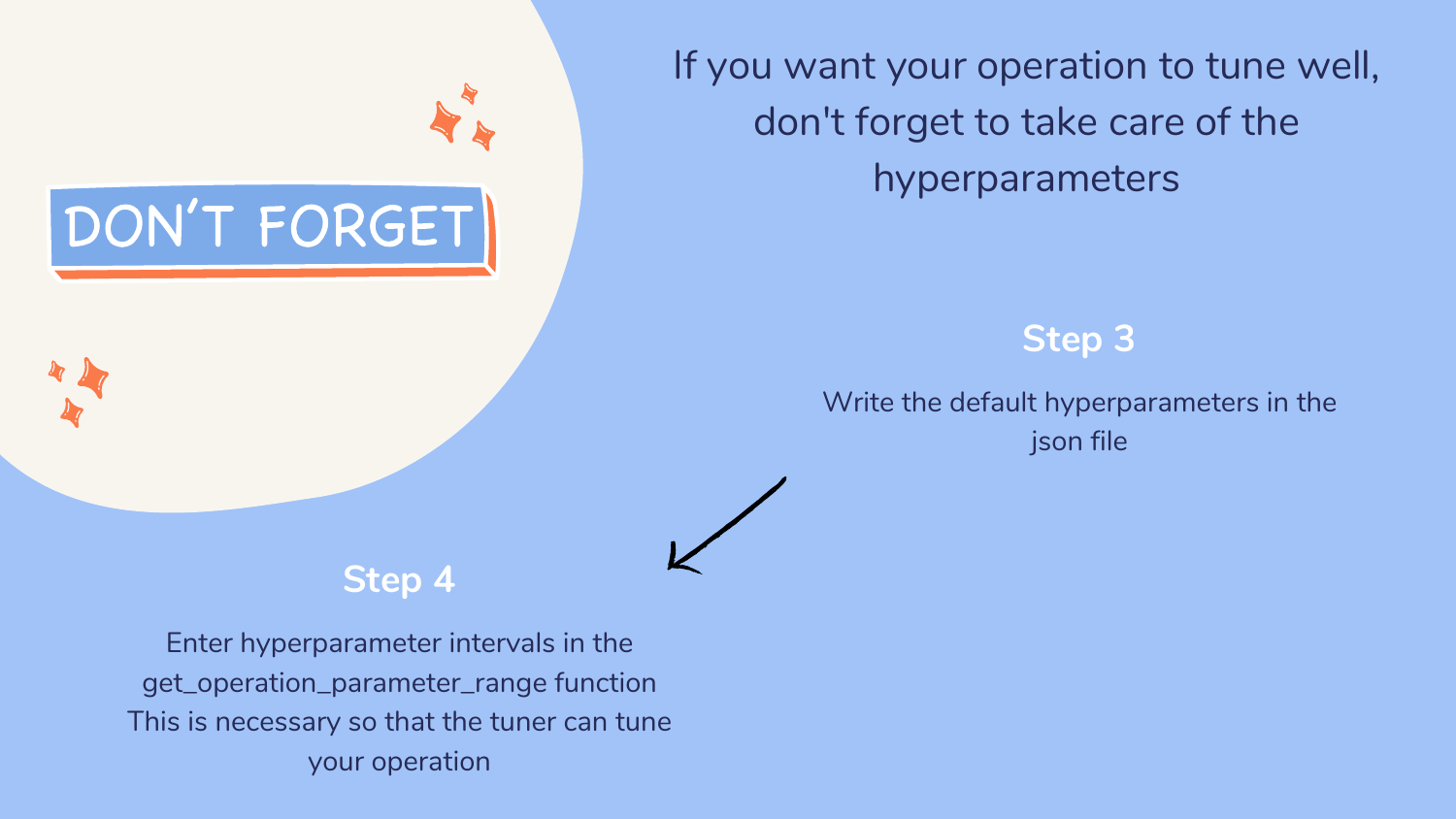# DON'T FORGET

If you want your operation to tune well, don't forget to take care of the hyperparameters

## Step 3

Write the default hyperparameters in the json file

## Step 4

Enter hyperparameter intervals in the get_operation_parameter_range function
This is necessary so that the tuner can tune your operation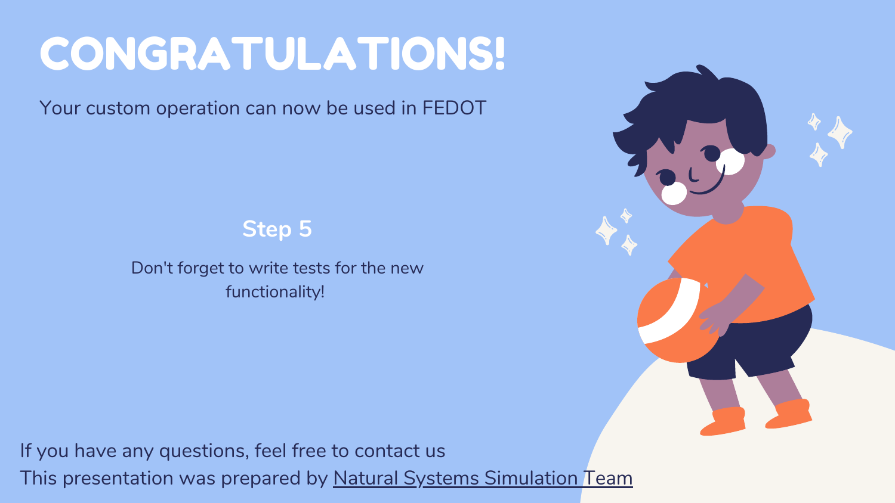# CONGRATULATIONS!

Your custom operation can now be used in FEDOT

## Step 5

Don't forget to write tests for the new functionality!

If you have any questions, feel free to contact us

This presentation was prepared by Natural Systems Simulation Team